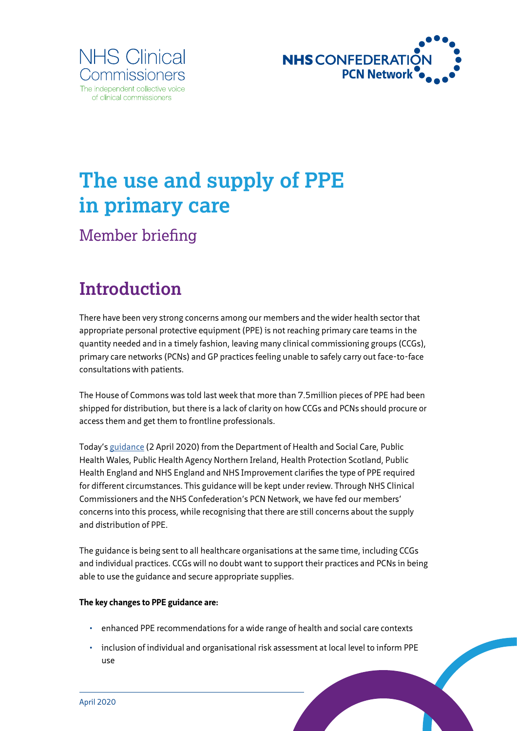NHS Clinical Commissioners
The independent collective voice of clinical commissioners

NHS CONFEDERATION
PCN Network

# The use and supply of PPE in primary care

Member briefing

## Introduction

There have been very strong concerns among our members and the wider health sector that appropriate personal protective equipment (PPE) is not reaching primary care teams in the quantity needed and in a timely fashion, leaving many clinical commissioning groups (CCGs), primary care networks (PCNs) and GP practices feeling unable to safely carry out face-to-face consultations with patients.

The House of Commons was told last week that more than 7.5million pieces of PPE had been shipped for distribution, but there is a lack of clarity on how CCGs and PCNs should procure or access them and get them to frontline professionals.

Today's guidance (2 April 2020) from the Department of Health and Social Care, Public Health Wales, Public Health Agency Northern Ireland, Health Protection Scotland, Public Health England and NHS England and NHS Improvement clarifies the type of PPE required for different circumstances. This guidance will be kept under review. Through NHS Clinical Commissioners and the NHS Confederation's PCN Network, we have fed our members' concerns into this process, while recognising that there are still concerns about the supply and distribution of PPE.

The guidance is being sent to all healthcare organisations at the same time, including CCGs and individual practices. CCGs will no doubt want to support their practices and PCNs in being able to use the guidance and secure appropriate supplies.

**The key changes to PPE guidance are:**

- enhanced PPE recommendations for a wide range of health and social care contexts
- inclusion of individual and organisational risk assessment at local level to inform PPE use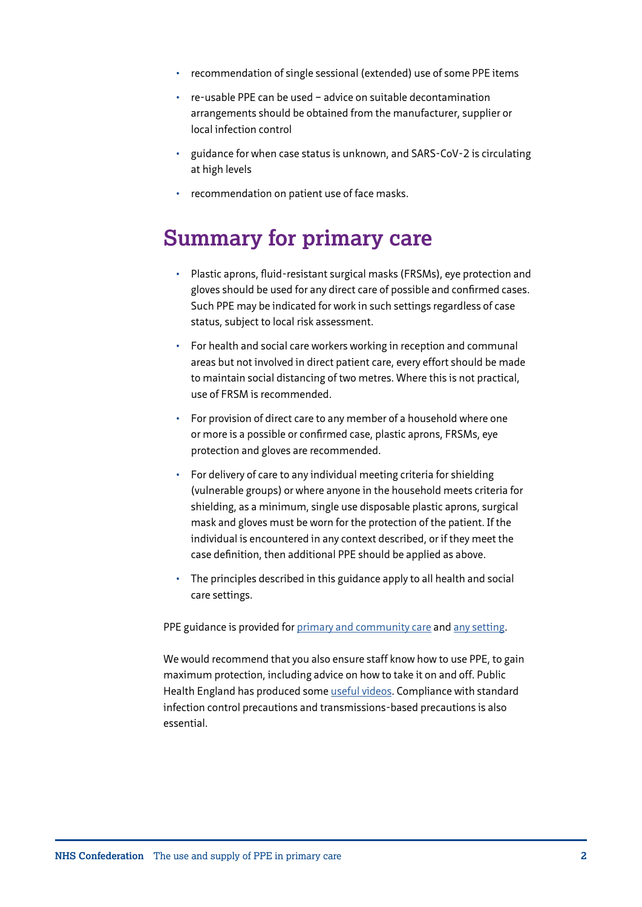- recommendation of single sessional (extended) use of some PPE items
- re-usable PPE can be used – advice on suitable decontamination arrangements should be obtained from the manufacturer, supplier or local infection control
- guidance for when case status is unknown, and SARS-CoV-2 is circulating at high levels
- recommendation on patient use of face masks.

## Summary for primary care

- Plastic aprons, fluid-resistant surgical masks (FRSMs), eye protection and gloves should be used for any direct care of possible and confirmed cases. Such PPE may be indicated for work in such settings regardless of case status, subject to local risk assessment.
- For health and social care workers working in reception and communal areas but not involved in direct patient care, every effort should be made to maintain social distancing of two metres. Where this is not practical, use of FRSM is recommended.
- For provision of direct care to any member of a household where one or more is a possible or confirmed case, plastic aprons, FRSMs, eye protection and gloves are recommended.
- For delivery of care to any individual meeting criteria for shielding (vulnerable groups) or where anyone in the household meets criteria for shielding, as a minimum, single use disposable plastic aprons, surgical mask and gloves must be worn for the protection of the patient. If the individual is encountered in any context described, or if they meet the case definition, then additional PPE should be applied as above.
- The principles described in this guidance apply to all health and social care settings.

PPE guidance is provided for primary and community care and any setting.

We would recommend that you also ensure staff know how to use PPE, to gain maximum protection, including advice on how to take it on and off. Public Health England has produced some useful videos. Compliance with standard infection control precautions and transmissions-based precautions is also essential.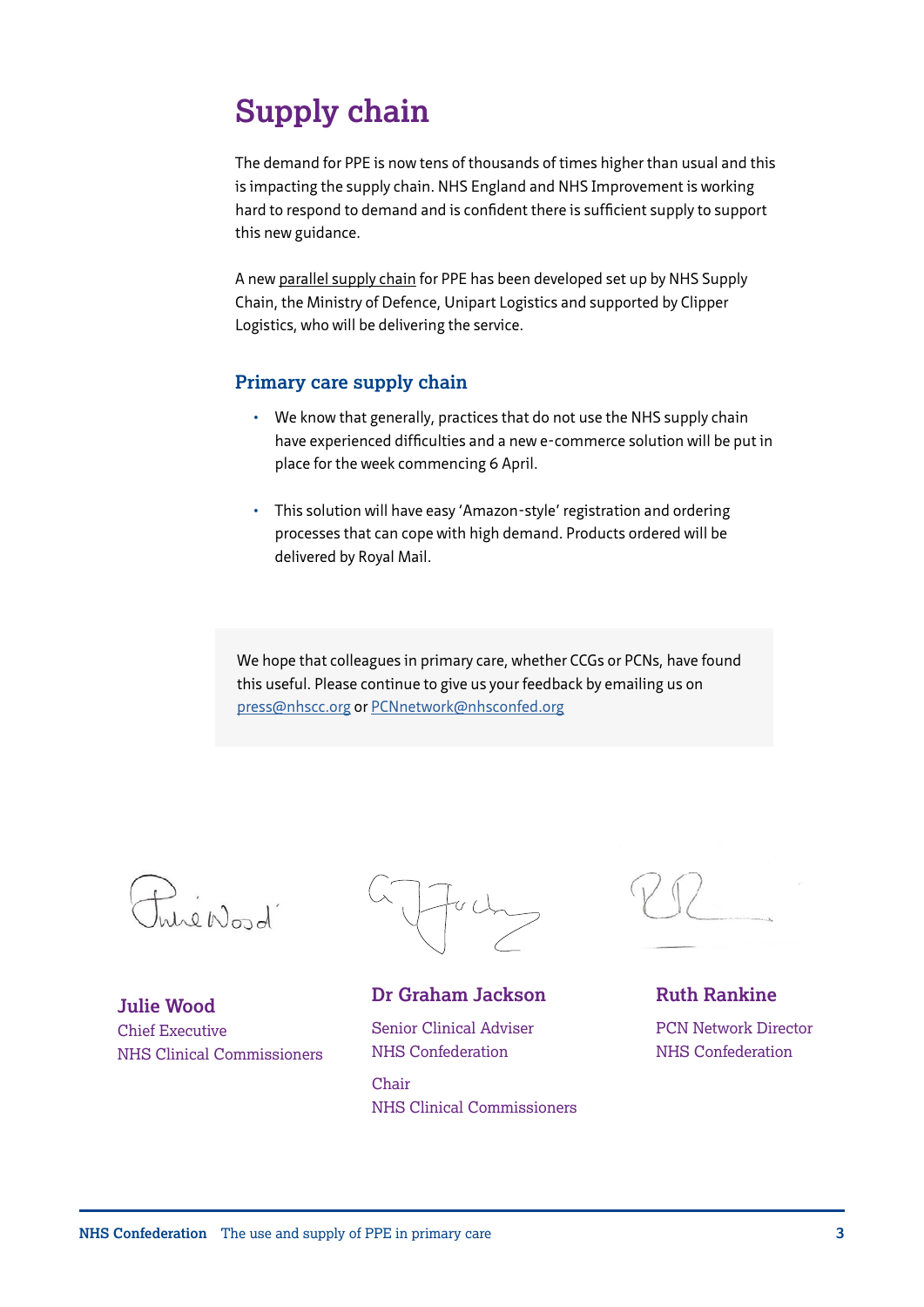# Supply chain

The demand for PPE is now tens of thousands of times higher than usual and this is impacting the supply chain. NHS England and NHS Improvement is working hard to respond to demand and is confident there is sufficient supply to support this new guidance.

A new parallel supply chain for PPE has been developed set up by NHS Supply Chain, the Ministry of Defence, Unipart Logistics and supported by Clipper Logistics, who will be delivering the service.

## Primary care supply chain

- We know that generally, practices that do not use the NHS supply chain have experienced difficulties and a new e-commerce solution will be put in place for the week commencing 6 April.
- This solution will have easy 'Amazon-style' registration and ordering processes that can cope with high demand. Products ordered will be delivered by Royal Mail.

We hope that colleagues in primary care, whether CCGs or PCNs, have found this useful. Please continue to give us your feedback by emailing us on press@nhscc.org or PCNnetwork@nhsconfed.org

**Julie Wood**
Chief Executive
NHS Clinical Commissioners

**Dr Graham Jackson**
Senior Clinical Adviser
NHS Confederation

Chair
NHS Clinical Commissioners

**Ruth Rankine**
PCN Network Director
NHS Confederation